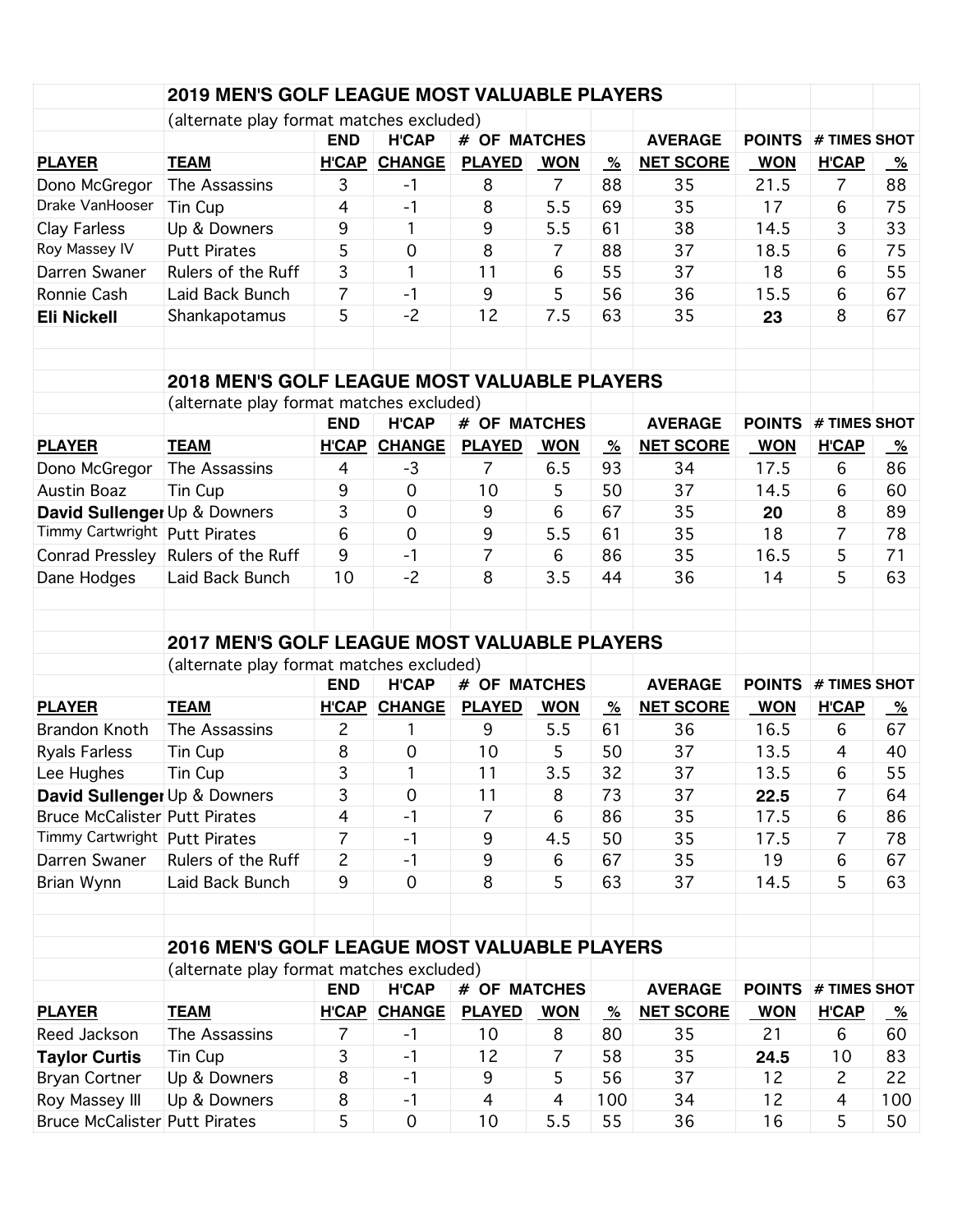## 2019 MEN'S GOLF LEAGUE MOST VALUABLE PLAYERS

(alternate play format matches excluded)

| | | END | H'CAP | # OF MATCHES | | | AVERAGE | POINTS | # TIMES SHOT | |
|---|---|---|---|---|---|---|---|---|---|---|
| **PLAYER** | **TEAM** | **H'CAP** | **CHANGE** | **PLAYED** | **WON** | **%** | **NET SCORE** | **WON** | **H'CAP** | **%** |
| Dono McGregor | The Assassins | 3 | -1 | 8 | 7 | 88 | 35 | 21.5 | 7 | 88 |
| Drake VanHooser | Tin Cup | 4 | -1 | 8 | 5.5 | 69 | 35 | 17 | 6 | 75 |
| Clay Farless | Up & Downers | 9 | 1 | 9 | 5.5 | 61 | 38 | 14.5 | 3 | 33 |
| Roy Massey IV | Putt Pirates | 5 | 0 | 8 | 7 | 88 | 37 | 18.5 | 6 | 75 |
| Darren Swaner | Rulers of the Ruff | 3 | 1 | 11 | 6 | 55 | 37 | 18 | 6 | 55 |
| Ronnie Cash | Laid Back Bunch | 7 | -1 | 9 | 5 | 56 | 36 | 15.5 | 6 | 67 |
| **Eli Nickell** | Shankapotamus | 5 | -2 | 12 | 7.5 | 63 | 35 | **23** | 8 | 67 |

## 2018 MEN'S GOLF LEAGUE MOST VALUABLE PLAYERS

(alternate play format matches excluded)

| | | END | H'CAP | # OF MATCHES | | | AVERAGE | POINTS | # TIMES SHOT | |
|---|---|---|---|---|---|---|---|---|---|---|
| **PLAYER** | **TEAM** | **H'CAP** | **CHANGE** | **PLAYED** | **WON** | **%** | **NET SCORE** | **WON** | **H'CAP** | **%** |
| Dono McGregor | The Assassins | 4 | -3 | 7 | 6.5 | 93 | 34 | 17.5 | 6 | 86 |
| Austin Boaz | Tin Cup | 9 | 0 | 10 | 5 | 50 | 37 | 14.5 | 6 | 60 |
| **David Sullenger** | Up & Downers | 3 | 0 | 9 | 6 | 67 | 35 | **20** | 8 | 89 |
| Timmy Cartwright | Putt Pirates | 6 | 0 | 9 | 5.5 | 61 | 35 | 18 | 7 | 78 |
| Conrad Pressley | Rulers of the Ruff | 9 | -1 | 7 | 6 | 86 | 35 | 16.5 | 5 | 71 |
| Dane Hodges | Laid Back Bunch | 10 | -2 | 8 | 3.5 | 44 | 36 | 14 | 5 | 63 |

## 2017 MEN'S GOLF LEAGUE MOST VALUABLE PLAYERS

(alternate play format matches excluded)

| | | END | H'CAP | # OF MATCHES | | | AVERAGE | POINTS | # TIMES SHOT | |
|---|---|---|---|---|---|---|---|---|---|---|
| **PLAYER** | **TEAM** | **H'CAP** | **CHANGE** | **PLAYED** | **WON** | **%** | **NET SCORE** | **WON** | **H'CAP** | **%** |
| Brandon Knoth | The Assassins | 2 | 1 | 9 | 5.5 | 61 | 36 | 16.5 | 6 | 67 |
| Ryals Farless | Tin Cup | 8 | 0 | 10 | 5 | 50 | 37 | 13.5 | 4 | 40 |
| Lee Hughes | Tin Cup | 3 | 1 | 11 | 3.5 | 32 | 37 | 13.5 | 6 | 55 |
| **David Sullenger** | Up & Downers | 3 | 0 | 11 | 8 | 73 | 37 | **22.5** | 7 | 64 |
| Bruce McCalister | Putt Pirates | 4 | -1 | 7 | 6 | 86 | 35 | 17.5 | 6 | 86 |
| Timmy Cartwright | Putt Pirates | 7 | -1 | 9 | 4.5 | 50 | 35 | 17.5 | 7 | 78 |
| Darren Swaner | Rulers of the Ruff | 2 | -1 | 9 | 6 | 67 | 35 | 19 | 6 | 67 |
| Brian Wynn | Laid Back Bunch | 9 | 0 | 8 | 5 | 63 | 37 | 14.5 | 5 | 63 |

## 2016 MEN'S GOLF LEAGUE MOST VALUABLE PLAYERS

(alternate play format matches excluded)

| | | END | H'CAP | # OF MATCHES | | | AVERAGE | POINTS | # TIMES SHOT | |
|---|---|---|---|---|---|---|---|---|---|---|
| **PLAYER** | **TEAM** | **H'CAP** | **CHANGE** | **PLAYED** | **WON** | **%** | **NET SCORE** | **WON** | **H'CAP** | **%** |
| Reed Jackson | The Assassins | 7 | -1 | 10 | 8 | 80 | 35 | 21 | 6 | 60 |
| **Taylor Curtis** | Tin Cup | 3 | -1 | 12 | 7 | 58 | 35 | **24.5** | 10 | 83 |
| Bryan Cortner | Up & Downers | 8 | -1 | 9 | 5 | 56 | 37 | 12 | 2 | 22 |
| Roy Massey III | Up & Downers | 8 | -1 | 4 | 4 | 100 | 34 | 12 | 4 | 100 |
| Bruce McCalister | Putt Pirates | 5 | 0 | 10 | 5.5 | 55 | 36 | 16 | 5 | 50 |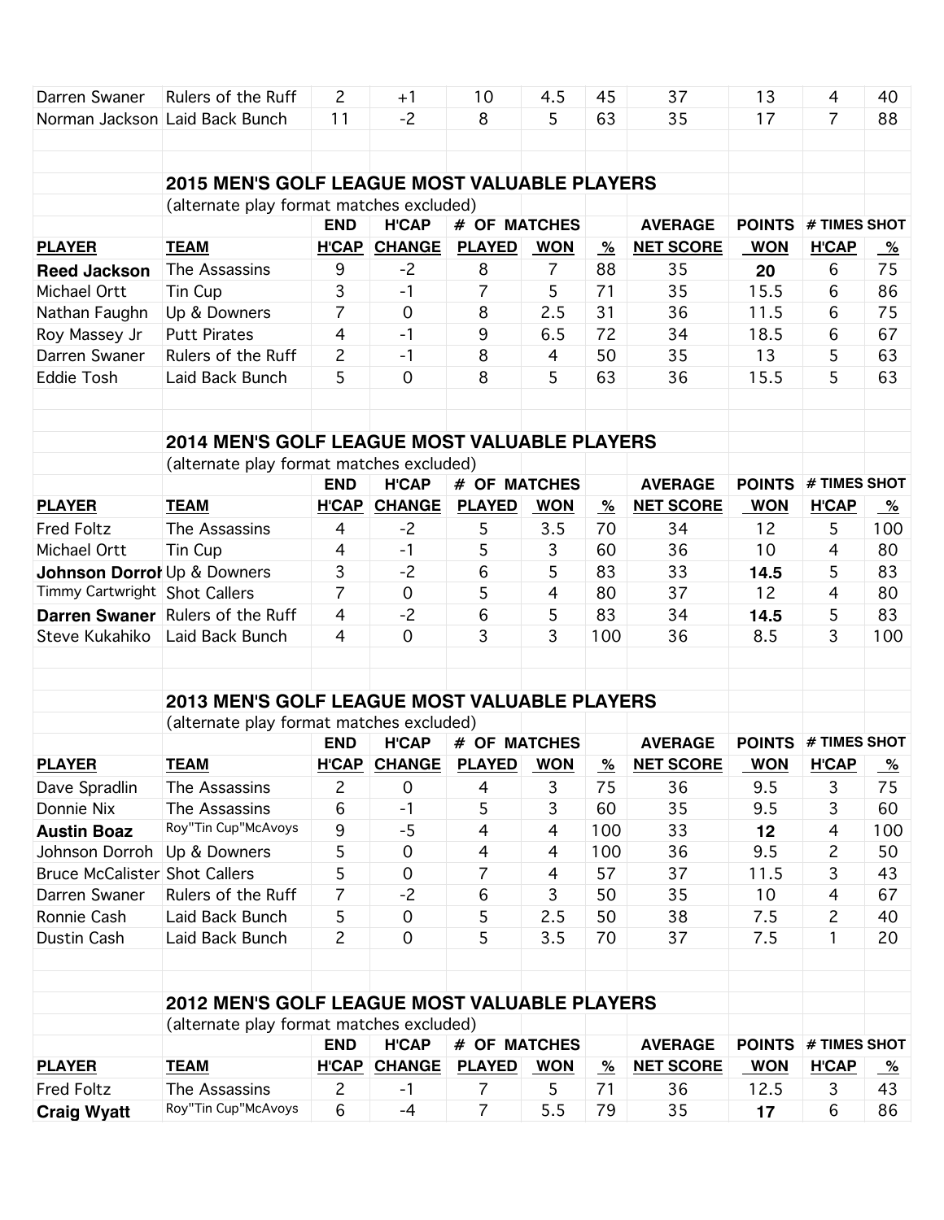| | | | | | | | | | | |
|---|---|---|---|---|---|---|---|---|---|---|
| Darren Swaner | Rulers of the Ruff | 2 | +1 | 10 | 4.5 | 45 | 37 | 13 | 4 | 40 |
| Norman Jackson | Laid Back Bunch | 11 | -2 | 8 | 5 | 63 | 35 | 17 | 7 | 88 |

## 2015 MEN'S GOLF LEAGUE MOST VALUABLE PLAYERS

(alternate play format matches excluded)

| | | END | H'CAP | # OF MATCHES | | | AVERAGE | POINTS | # TIMES SHOT | |
|---|---|---|---|---|---|---|---|---|---|---|
| **PLAYER** | **TEAM** | **H'CAP** | **CHANGE** | **PLAYED** | **WON** | **%** | **NET SCORE** | **WON** | **H'CAP** | **%** |
| **Reed Jackson** | The Assassins | 9 | -2 | 8 | 7 | 88 | 35 | **20** | 6 | 75 |
| Michael Ortt | Tin Cup | 3 | -1 | 7 | 5 | 71 | 35 | 15.5 | 6 | 86 |
| Nathan Faughn | Up & Downers | 7 | 0 | 8 | 2.5 | 31 | 36 | 11.5 | 6 | 75 |
| Roy Massey Jr | Putt Pirates | 4 | -1 | 9 | 6.5 | 72 | 34 | 18.5 | 6 | 67 |
| Darren Swaner | Rulers of the Ruff | 2 | -1 | 8 | 4 | 50 | 35 | 13 | 5 | 63 |
| Eddie Tosh | Laid Back Bunch | 5 | 0 | 8 | 5 | 63 | 36 | 15.5 | 5 | 63 |

## 2014 MEN'S GOLF LEAGUE MOST VALUABLE PLAYERS

(alternate play format matches excluded)

| | | END | H'CAP | # OF MATCHES | | | AVERAGE | POINTS | # TIMES SHOT | |
|---|---|---|---|---|---|---|---|---|---|---|
| **PLAYER** | **TEAM** | **H'CAP** | **CHANGE** | **PLAYED** | **WON** | **%** | **NET SCORE** | **WON** | **H'CAP** | **%** |
| Fred Foltz | The Assassins | 4 | -2 | 5 | 3.5 | 70 | 34 | 12 | 5 | 100 |
| Michael Ortt | Tin Cup | 4 | -1 | 5 | 3 | 60 | 36 | 10 | 4 | 80 |
| **Johnson Dorroh** | Up & Downers | 3 | -2 | 6 | 5 | 83 | 33 | **14.5** | 5 | 83 |
| Timmy Cartwright | Shot Callers | 7 | 0 | 5 | 4 | 80 | 37 | 12 | 4 | 80 |
| **Darren Swaner** | Rulers of the Ruff | 4 | -2 | 6 | 5 | 83 | 34 | **14.5** | 5 | 83 |
| Steve Kukahiko | Laid Back Bunch | 4 | 0 | 3 | 3 | 100 | 36 | 8.5 | 3 | 100 |

## 2013 MEN'S GOLF LEAGUE MOST VALUABLE PLAYERS

(alternate play format matches excluded)

| | | END | H'CAP | # OF MATCHES | | | AVERAGE | POINTS | # TIMES SHOT | |
|---|---|---|---|---|---|---|---|---|---|---|
| **PLAYER** | **TEAM** | **H'CAP** | **CHANGE** | **PLAYED** | **WON** | **%** | **NET SCORE** | **WON** | **H'CAP** | **%** |
| Dave Spradlin | The Assassins | 2 | 0 | 4 | 3 | 75 | 36 | 9.5 | 3 | 75 |
| Donnie Nix | The Assassins | 6 | -1 | 5 | 3 | 60 | 35 | 9.5 | 3 | 60 |
| **Austin Boaz** | Roy"Tin Cup"McAvoys | 9 | -5 | 4 | 4 | 100 | 33 | **12** | 4 | 100 |
| Johnson Dorroh | Up & Downers | 5 | 0 | 4 | 4 | 100 | 36 | 9.5 | 2 | 50 |
| Bruce McCalister | Shot Callers | 5 | 0 | 7 | 4 | 57 | 37 | 11.5 | 3 | 43 |
| Darren Swaner | Rulers of the Ruff | 7 | -2 | 6 | 3 | 50 | 35 | 10 | 4 | 67 |
| Ronnie Cash | Laid Back Bunch | 5 | 0 | 5 | 2.5 | 50 | 38 | 7.5 | 2 | 40 |
| Dustin Cash | Laid Back Bunch | 2 | 0 | 5 | 3.5 | 70 | 37 | 7.5 | 1 | 20 |

## 2012 MEN'S GOLF LEAGUE MOST VALUABLE PLAYERS

(alternate play format matches excluded)

| | | END | H'CAP | # OF MATCHES | | | AVERAGE | POINTS | # TIMES SHOT | |
|---|---|---|---|---|---|---|---|---|---|---|
| **PLAYER** | **TEAM** | **H'CAP** | **CHANGE** | **PLAYED** | **WON** | **%** | **NET SCORE** | **WON** | **H'CAP** | **%** |
| Fred Foltz | The Assassins | 2 | -1 | 7 | 5 | 71 | 36 | 12.5 | 3 | 43 |
| **Craig Wyatt** | Roy"Tin Cup"McAvoys | 6 | -4 | 7 | 5.5 | 79 | 35 | **17** | 6 | 86 |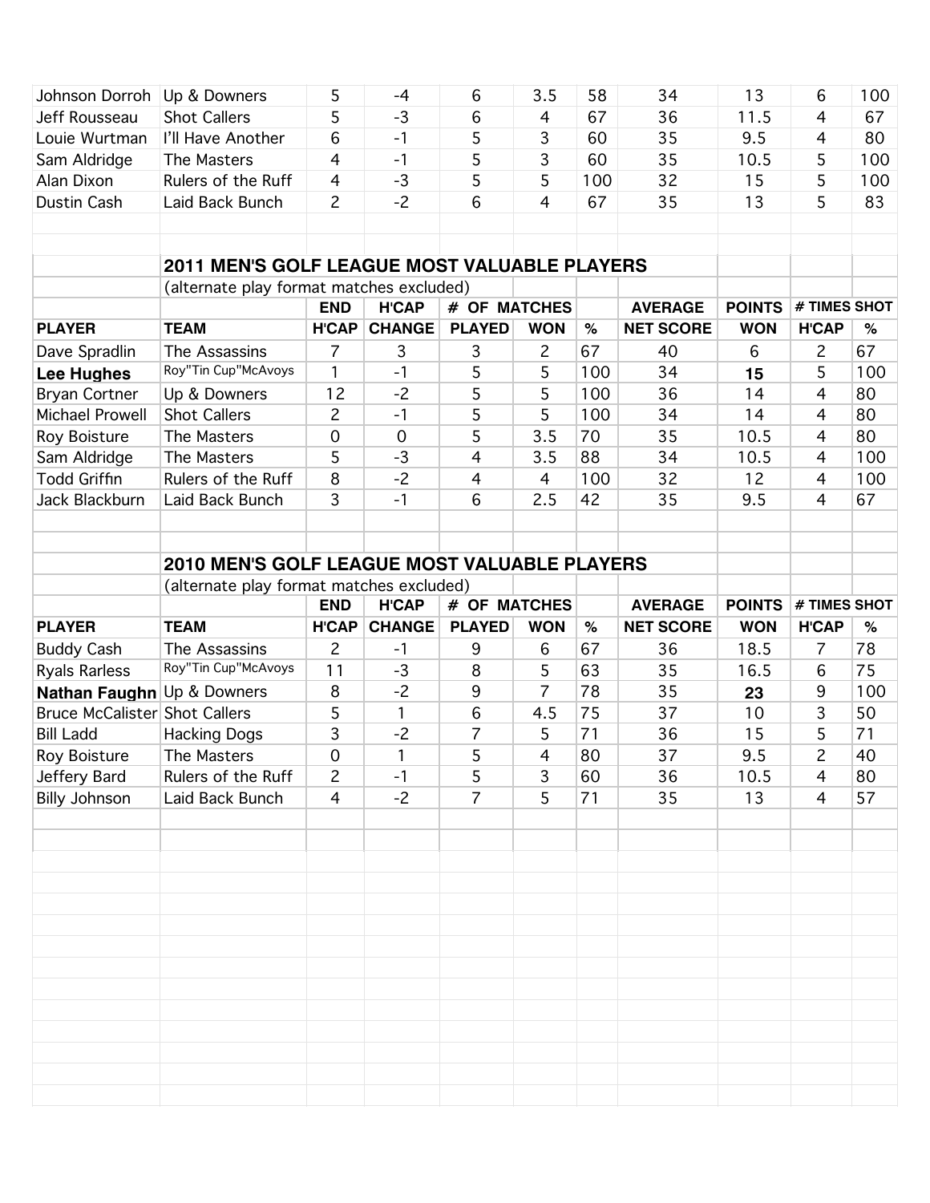| | | | | | | | | | | |
|---|---|---|---|---|---|---|---|---|---|---|
| Johnson Dorroh | Up & Downers | 5 | -4 | 6 | 3.5 | 58 | 34 | 13 | 6 | 100 |
| Jeff Rousseau | Shot Callers | 5 | -3 | 6 | 4 | 67 | 36 | 11.5 | 4 | 67 |
| Louie Wurtman | I'll Have Another | 6 | -1 | 5 | 3 | 60 | 35 | 9.5 | 4 | 80 |
| Sam Aldridge | The Masters | 4 | -1 | 5 | 3 | 60 | 35 | 10.5 | 5 | 100 |
| Alan Dixon | Rulers of the Ruff | 4 | -3 | 5 | 5 | 100 | 32 | 15 | 5 | 100 |
| Dustin Cash | Laid Back Bunch | 2 | -2 | 6 | 4 | 67 | 35 | 13 | 5 | 83 |

## 2011 MEN'S GOLF LEAGUE MOST VALUABLE PLAYERS

(alternate play format matches excluded)

| | | END | H'CAP | # OF MATCHES | | | AVERAGE | POINTS | # TIMES SHOT | |
|---|---|---|---|---|---|---|---|---|---|---|
| **PLAYER** | **TEAM** | **H'CAP** | **CHANGE** | **PLAYED** | **WON** | **%** | **NET SCORE** | **WON** | **H'CAP** | **%** |
| Dave Spradlin | The Assassins | 7 | 3 | 3 | 2 | 67 | 40 | 6 | 2 | 67 |
| **Lee Hughes** | Roy"Tin Cup"McAvoys | 1 | -1 | 5 | 5 | 100 | 34 | **15** | 5 | 100 |
| Bryan Cortner | Up & Downers | 12 | -2 | 5 | 5 | 100 | 36 | 14 | 4 | 80 |
| Michael Prowell | Shot Callers | 2 | -1 | 5 | 5 | 100 | 34 | 14 | 4 | 80 |
| Roy Boisture | The Masters | 0 | 0 | 5 | 3.5 | 70 | 35 | 10.5 | 4 | 80 |
| Sam Aldridge | The Masters | 5 | -3 | 4 | 3.5 | 88 | 34 | 10.5 | 4 | 100 |
| Todd Griffin | Rulers of the Ruff | 8 | -2 | 4 | 4 | 100 | 32 | 12 | 4 | 100 |
| Jack Blackburn | Laid Back Bunch | 3 | -1 | 6 | 2.5 | 42 | 35 | 9.5 | 4 | 67 |

## 2010 MEN'S GOLF LEAGUE MOST VALUABLE PLAYERS

(alternate play format matches excluded)

| | | END | H'CAP | # OF MATCHES | | | AVERAGE | POINTS | # TIMES SHOT | |
|---|---|---|---|---|---|---|---|---|---|---|
| **PLAYER** | **TEAM** | **H'CAP** | **CHANGE** | **PLAYED** | **WON** | **%** | **NET SCORE** | **WON** | **H'CAP** | **%** |
| Buddy Cash | The Assassins | 2 | -1 | 9 | 6 | 67 | 36 | 18.5 | 7 | 78 |
| Ryals Rarless | Roy"Tin Cup"McAvoys | 11 | -3 | 8 | 5 | 63 | 35 | 16.5 | 6 | 75 |
| **Nathan Faughn** | Up & Downers | 8 | -2 | 9 | 7 | 78 | 35 | **23** | 9 | 100 |
| Bruce McCalister | Shot Callers | 5 | 1 | 6 | 4.5 | 75 | 37 | 10 | 3 | 50 |
| Bill Ladd | Hacking Dogs | 3 | -2 | 7 | 5 | 71 | 36 | 15 | 5 | 71 |
| Roy Boisture | The Masters | 0 | 1 | 5 | 4 | 80 | 37 | 9.5 | 2 | 40 |
| Jeffery Bard | Rulers of the Ruff | 2 | -1 | 5 | 3 | 60 | 36 | 10.5 | 4 | 80 |
| Billy Johnson | Laid Back Bunch | 4 | -2 | 7 | 5 | 71 | 35 | 13 | 4 | 57 |